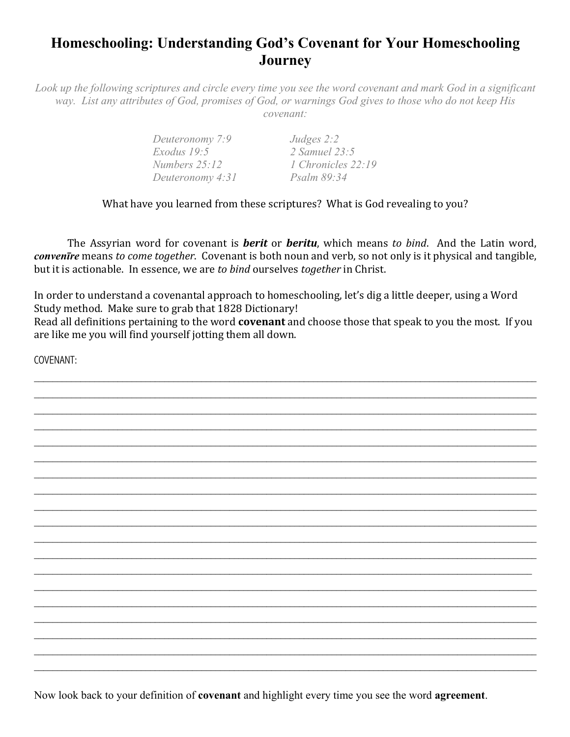# Homeschooling: Understanding God's Covenant for Your Homeschooling Journey

*Look up the following scriptures and circle every time you see the word covenant and mark God in a significant way. List any attributes of God, promises of God, or warnings God gives to those who do not keep His covenant:*

| | |
|---|---|
| *Deuteronomy 7:9* | *Judges 2:2* |
| *Exodus 19:5* | *2 Samuel 23:5* |
| *Numbers 25:12* | *1 Chronicles 22:19* |
| *Deuteronomy 4:31* | *Psalm 89:34* |

What have you learned from these scriptures? What is God revealing to you?

The Assyrian word for covenant is ***berit*** or ***beritu***, which means *to bind*. And the Latin word, ***convenīre*** means *to come together*. Covenant is both noun and verb, so not only is it physical and tangible, but it is actionable. In essence, we are *to bind* ourselves *together* in Christ.

In order to understand a covenantal approach to homeschooling, let's dig a little deeper, using a Word Study method. Make sure to grab that 1828 Dictionary!
Read all definitions pertaining to the word **covenant** and choose those that speak to you the most. If you are like me you will find yourself jotting them all down.

COVENANT:

___________________________________________________________________________

___________________________________________________________________________

___________________________________________________________________________

___________________________________________________________________________

___________________________________________________________________________

___________________________________________________________________________

___________________________________________________________________________

___________________________________________________________________________

___________________________________________________________________________

___________________________________________________________________________

___________________________________________________________________________

___________________________________________________________________________

___________________________________________________________________________

___________________________________________________________________________

___________________________________________________________________________

___________________________________________________________________________

___________________________________________________________________________

___________________________________________________________________________

___________________________________________________________________________

Now look back to your definition of **covenant** and highlight every time you see the word **agreement**.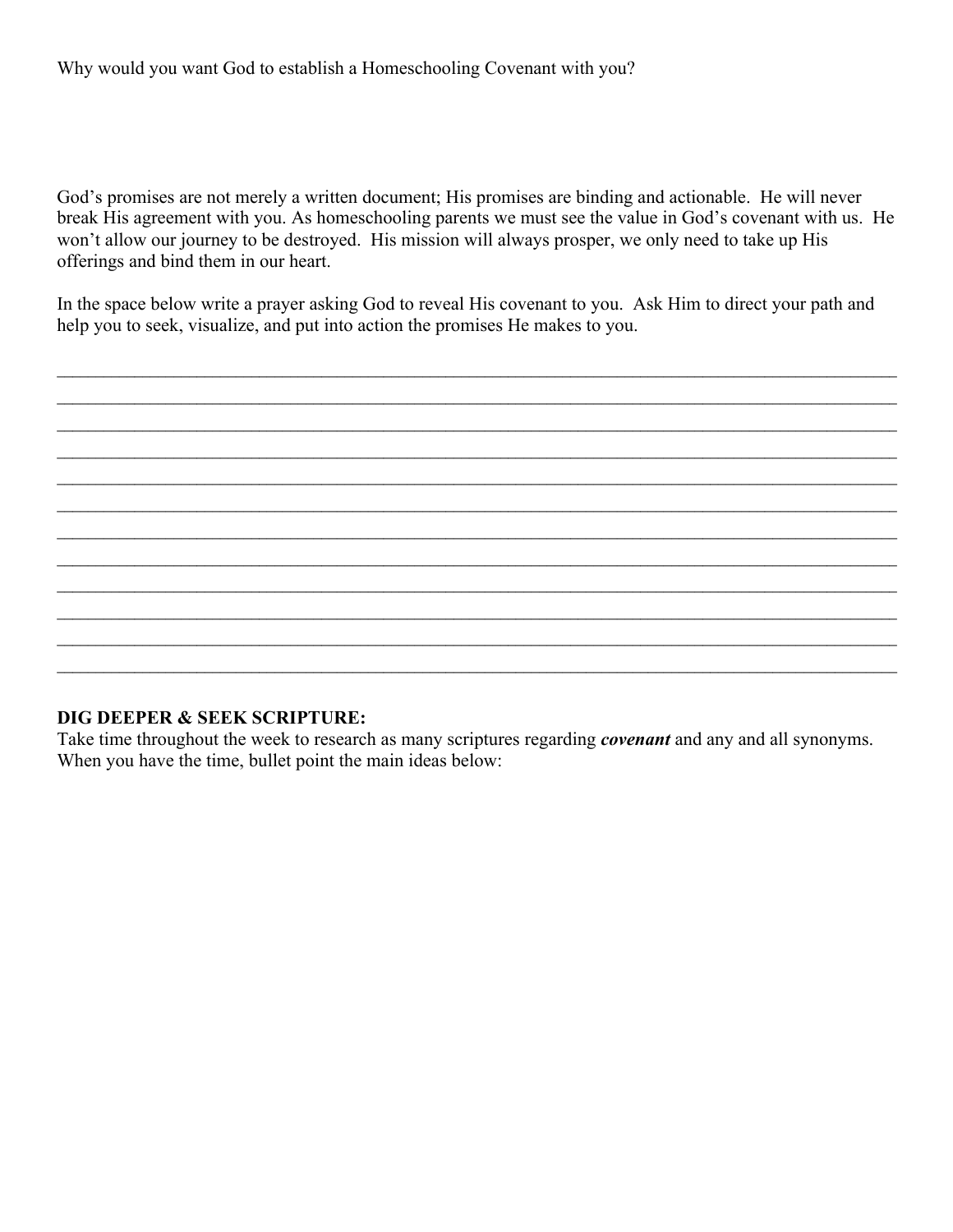Why would you want God to establish a Homeschooling Covenant with you?

God's promises are not merely a written document; His promises are binding and actionable. He will never break His agreement with you. As homeschooling parents we must see the value in God's covenant with us. He won't allow our journey to be destroyed. His mission will always prosper, we only need to take up His offerings and bind them in our heart.

In the space below write a prayer asking God to reveal His covenant to you. Ask Him to direct your path and help you to seek, visualize, and put into action the promises He makes to you.

______________________________________________________________________________
______________________________________________________________________________
______________________________________________________________________________
______________________________________________________________________________
______________________________________________________________________________
______________________________________________________________________________
______________________________________________________________________________
______________________________________________________________________________
______________________________________________________________________________
______________________________________________________________________________
______________________________________________________________________________
______________________________________________________________________________

**DIG DEEPER & SEEK SCRIPTURE:**
Take time throughout the week to research as many scriptures regarding ***covenant*** and any and all synonyms. When you have the time, bullet point the main ideas below: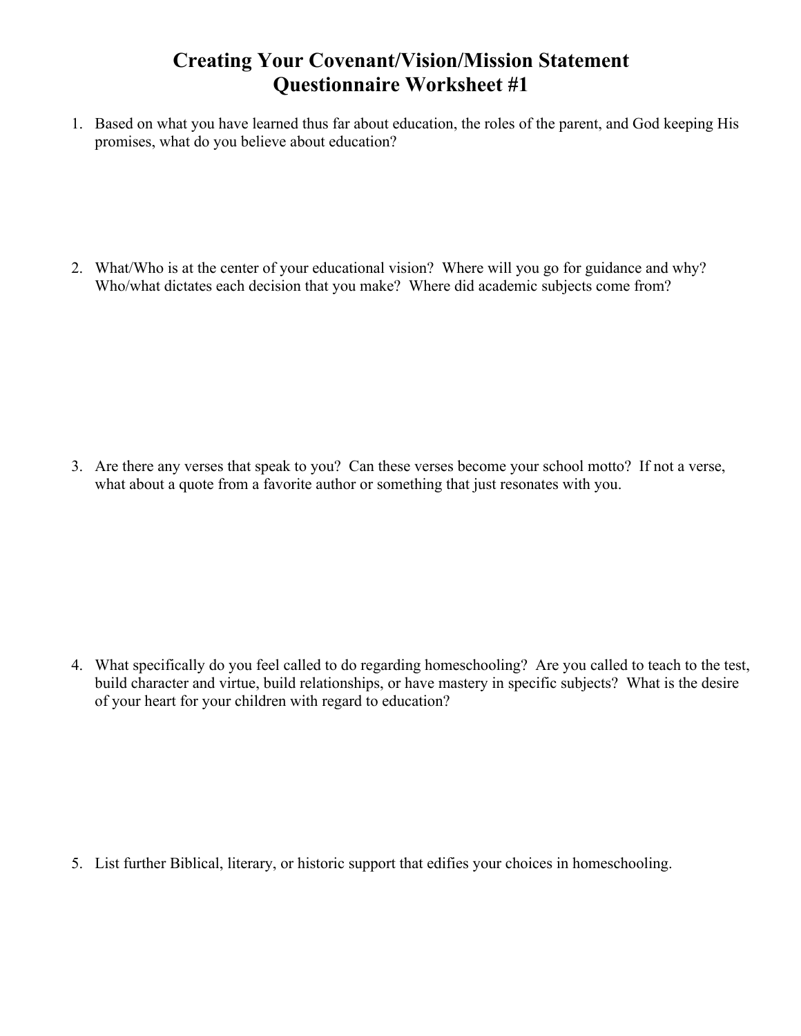# Creating Your Covenant/Vision/Mission Statement
# Questionnaire Worksheet #1

1. Based on what you have learned thus far about education, the roles of the parent, and God keeping His promises, what do you believe about education?

2. What/Who is at the center of your educational vision? Where will you go for guidance and why? Who/what dictates each decision that you make? Where did academic subjects come from?

3. Are there any verses that speak to you? Can these verses become your school motto? If not a verse, what about a quote from a favorite author or something that just resonates with you.

4. What specifically do you feel called to do regarding homeschooling? Are you called to teach to the test, build character and virtue, build relationships, or have mastery in specific subjects? What is the desire of your heart for your children with regard to education?

5. List further Biblical, literary, or historic support that edifies your choices in homeschooling.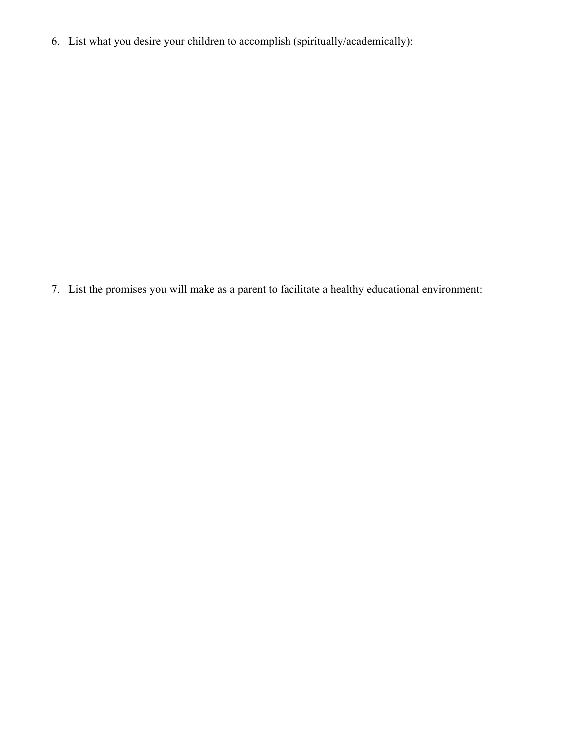6. List what you desire your children to accomplish (spiritually/academically):

7. List the promises you will make as a parent to facilitate a healthy educational environment: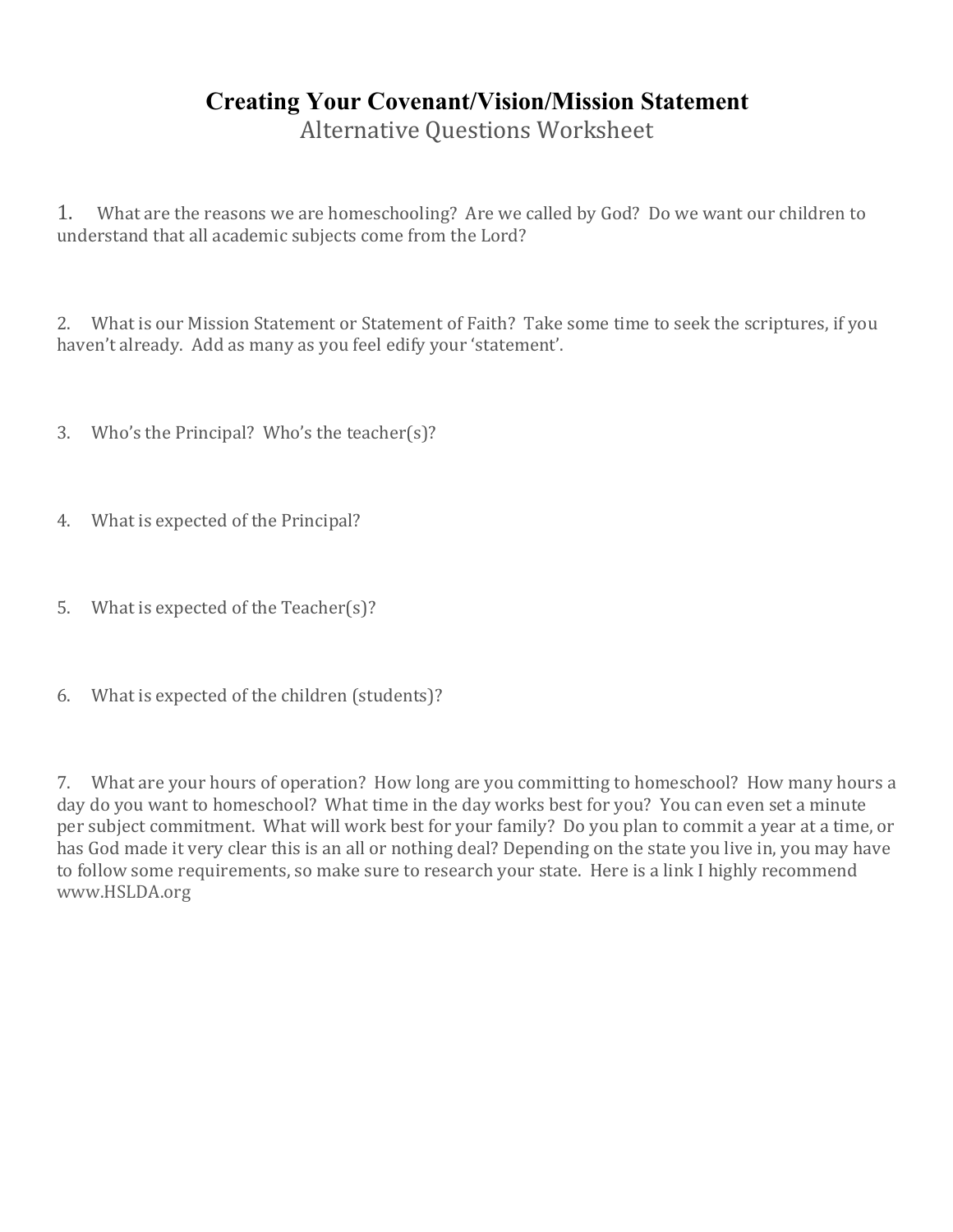# Creating Your Covenant/Vision/Mission Statement

## Alternative Questions Worksheet

1. What are the reasons we are homeschooling? Are we called by God? Do we want our children to understand that all academic subjects come from the Lord?

2. What is our Mission Statement or Statement of Faith? Take some time to seek the scriptures, if you haven't already. Add as many as you feel edify your 'statement'.

3. Who's the Principal? Who's the teacher(s)?

4. What is expected of the Principal?

5. What is expected of the Teacher(s)?

6. What is expected of the children (students)?

7. What are your hours of operation? How long are you committing to homeschool? How many hours a day do you want to homeschool? What time in the day works best for you? You can even set a minute per subject commitment. What will work best for your family? Do you plan to commit a year at a time, or has God made it very clear this is an all or nothing deal? Depending on the state you live in, you may have to follow some requirements, so make sure to research your state. Here is a link I highly recommend www.HSLDA.org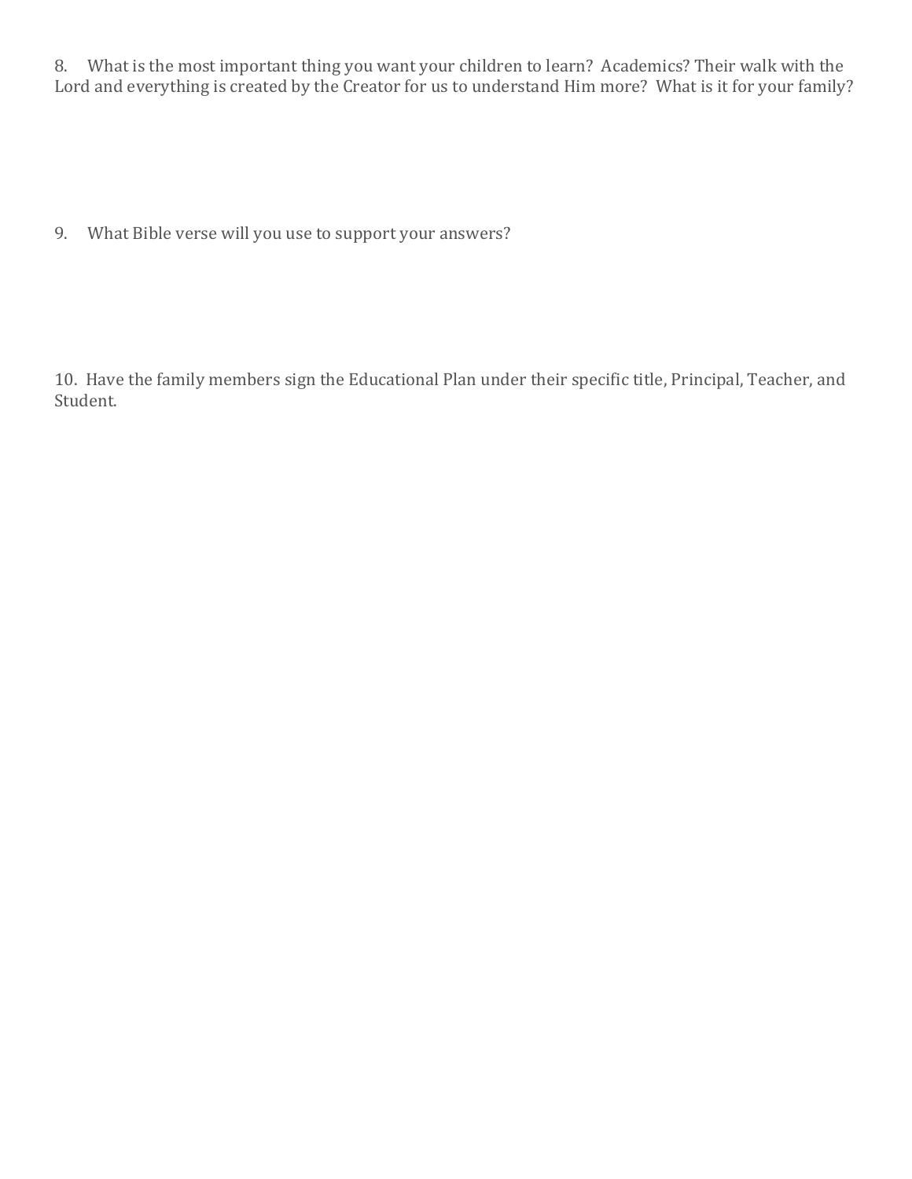8. What is the most important thing you want your children to learn? Academics? Their walk with the Lord and everything is created by the Creator for us to understand Him more? What is it for your family?

9. What Bible verse will you use to support your answers?

10. Have the family members sign the Educational Plan under their specific title, Principal, Teacher, and Student.